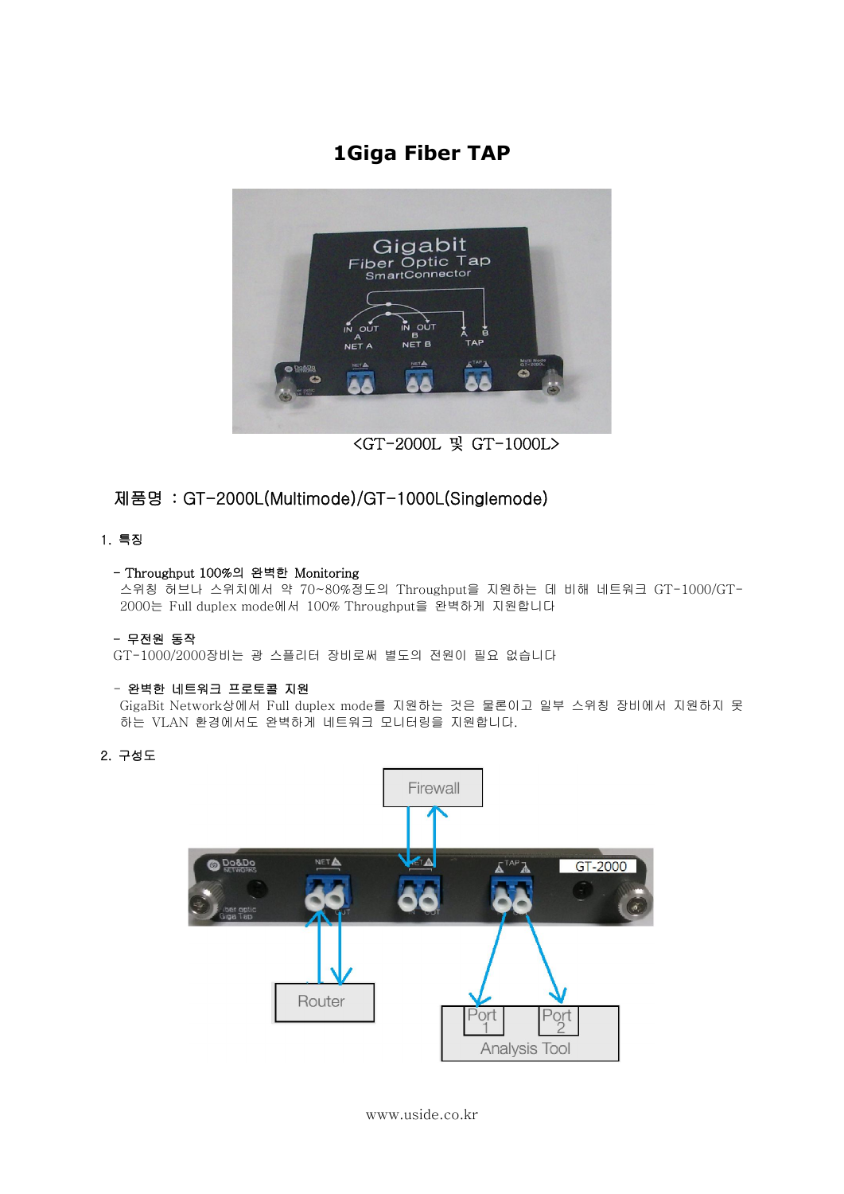# 1Giga Fiber TAP

<GT-2000L 및 GT-1000L>

## 제품명 ：GT-2000L(Multimode)/GT-1000L(Singlemode)

1. **특징**

- **Throughput 100%의 완벽한 Monitoring**

  스위칭 허브나 스위치에서 약 70~80%정도의 Throughput을 지원하는 데 비해 네트워크 GT-1000/GT-2000는 Full duplex mode에서 100% Throughput을 완벽하게 지원합니다

- **무전원 동작**

  GT-1000/2000장비는 광 스플리터 장비로써 별도의 전원이 필요 없습니다

- **완벽한 네트워크 프로토콜 지원**

  GigaBit Network상에서 Full duplex mode를 지원하는 것은 물론이고 일부 스위칭 장비에서 지원하지 못하는 VLAN 환경에서도 완벽하게 네트워크 모니터링을 지원합니다.

2. **구성도**

Firewall

GT-2000

Router

Port 1

Port 2

Analysis Tool

www.uside.co.kr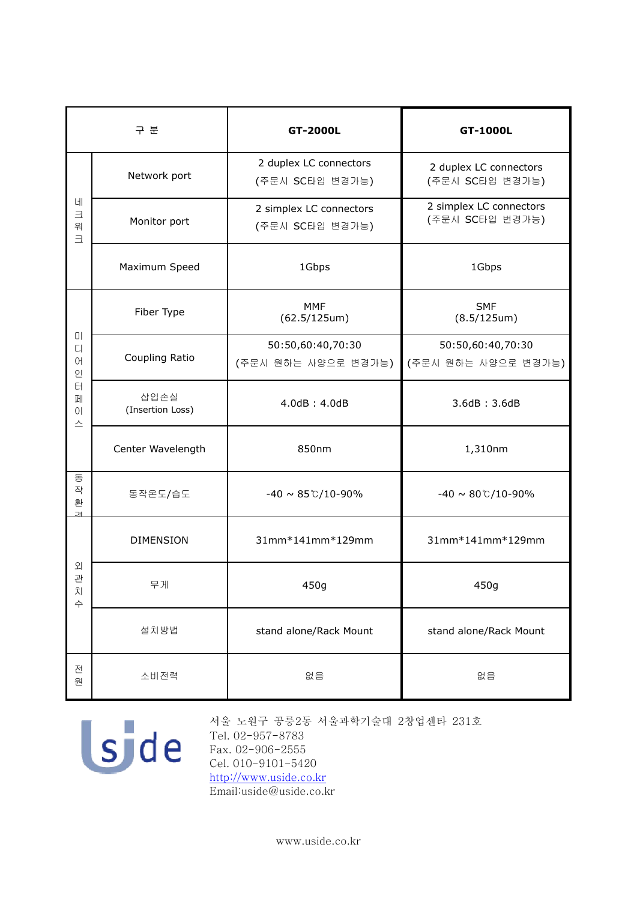| 구 분 | | GT-2000L | GT-1000L |
|---|---|---|---|
| 네트워크 | Network port | 2 duplex LC connectors (주문시 SC타입 변경가능) | 2 duplex LC connectors (주문시 SC타입 변경가능) |
| | Monitor port | 2 simplex LC connectors (주문시 SC타입 변경가능) | 2 simplex LC connectors (주문시 SC타입 변경가능) |
| | Maximum Speed | 1Gbps | 1Gbps |
| 미디어인터페이스 | Fiber Type | MMF (62.5/125um) | SMF (8.5/125um) |
| | Coupling Ratio | 50:50,60:40,70:30 (주문시 원하는 사양으로 변경가능) | 50:50,60:40,70:30 (주문시 원하는 사양으로 변경가능) |
| | 삽입손실 (Insertion Loss) | 4.0dB : 4.0dB | 3.6dB : 3.6dB |
| | Center Wavelength | 850nm | 1,310nm |
| 동작환경 | 동작온도/습도 | -40 ~ 85℃/10-90% | -40 ~ 80℃/10-90% |
| 외관치수 | DIMENSION | 31mm*141mm*129mm | 31mm*141mm*129mm |
| | 무게 | 450g | 450g |
| | 설치방법 | stand alone/Rack Mount | stand alone/Rack Mount |
| 전원 | 소비전력 | 없음 | 없음 |

uside

서울 노원구 공릉2동 서울과학기술대 2창업센타 231호
Tel. 02-957-8783
Fax. 02-906-2555
Cel. 010-9101-5420
http://www.uside.co.kr
Email:uside@uside.co.kr

www.uside.co.kr